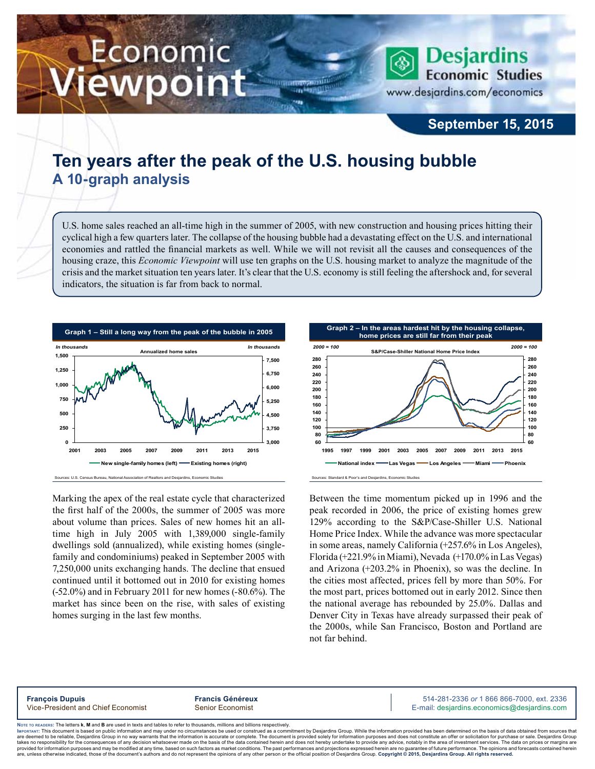Economic Viewpoint

Desjardins Economic Studies
www.desjardins.com/economics

**September 15, 2015**

# Ten years after the peak of the U.S. housing bubble
## A 10-graph analysis

U.S. home sales reached an all-time high in the summer of 2005, with new construction and housing prices hitting their cyclical high a few quarters later. The collapse of the housing bubble had a devastating effect on the U.S. and international economies and rattled the financial markets as well. While we will not revisit all the causes and consequences of the housing craze, this *Economic Viewpoint* will use ten graphs on the U.S. housing market to analyze the magnitude of the crisis and the market situation ten years later. It's clear that the U.S. economy is still feeling the aftershock and, for several indicators, the situation is far from back to normal.

**Graph 1 – Still a long way from the peak of the bubble in 2005**

Sources: U.S. Census Bureau, National Association of Realtors and Desjardins, Economic Studies

Marking the apex of the real estate cycle that characterized the first half of the 2000s, the summer of 2005 was more about volume than prices. Sales of new homes hit an all-time high in July 2005 with 1,389,000 single-family dwellings sold (annualized), while existing homes (single-family and condominiums) peaked in September 2005 with 7,250,000 units exchanging hands. The decline that ensued continued until it bottomed out in 2010 for existing homes (-52.0%) and in February 2011 for new homes (-80.6%). The market has since been on the rise, with sales of existing homes surging in the last few months.

**Graph 2 – In the areas hardest hit by the housing collapse, home prices are still far from their peak**

Sources: Standard & Poor's and Desjardins, Economic Studies

Between the time momentum picked up in 1996 and the peak recorded in 2006, the price of existing homes grew 129% according to the S&P/Case-Shiller U.S. National Home Price Index. While the advance was more spectacular in some areas, namely California (+257.6% in Los Angeles), Florida (+221.9% in Miami), Nevada (+170.0% in Las Vegas) and Arizona (+203.2% in Phoenix), so was the decline. In the cities most affected, prices fell by more than 50%. For the most part, prices bottomed out in early 2012. Since then the national average has rebounded by 25.0%. Dallas and Denver City in Texas have already surpassed their peak of the 2000s, while San Francisco, Boston and Portland are not far behind.

**François Dupuis**
Vice-President and Chief Economist

**Francis Généreux**
Senior Economist

514-281-2336 *or* 1 866 866-7000, ext. 2336
E-mail: desjardins.economics@desjardins.com

NOTE TO READERS: The letters **k**, **M** and **B** are used in texts and tables to refer to thousands, millions and billions respectively.
IMPORTANT: This document is based on public information and may under no circumstances be used or construed as a commitment by Desjardins Group. While the information provided has been determined on the basis of data obtained from sources that are deemed to be reliable, Desjardins Group in no way warrants that the information is accurate or complete. The document is provided solely for information purposes and does not constitute an offer or solicitation for purchase or sale. Desjardins Group takes no responsibility for the consequences of any decision whatsoever made on the basis of the data contained herein and does not hereby undertake to provide any advice, notably in the area of investment services. The data on prices or margins are provided for information purposes and may be modified at any time, based on such factors as market conditions. The past performances and projections expressed herein are no guarantee of future performance. The opinions and forecasts contained herein are, unless otherwise indicated, those of the document's authors and do not represent the opinions of any other person or the official position of Desjardins Group. **Copyright © 2015, Desjardins Group. All rights reserved.**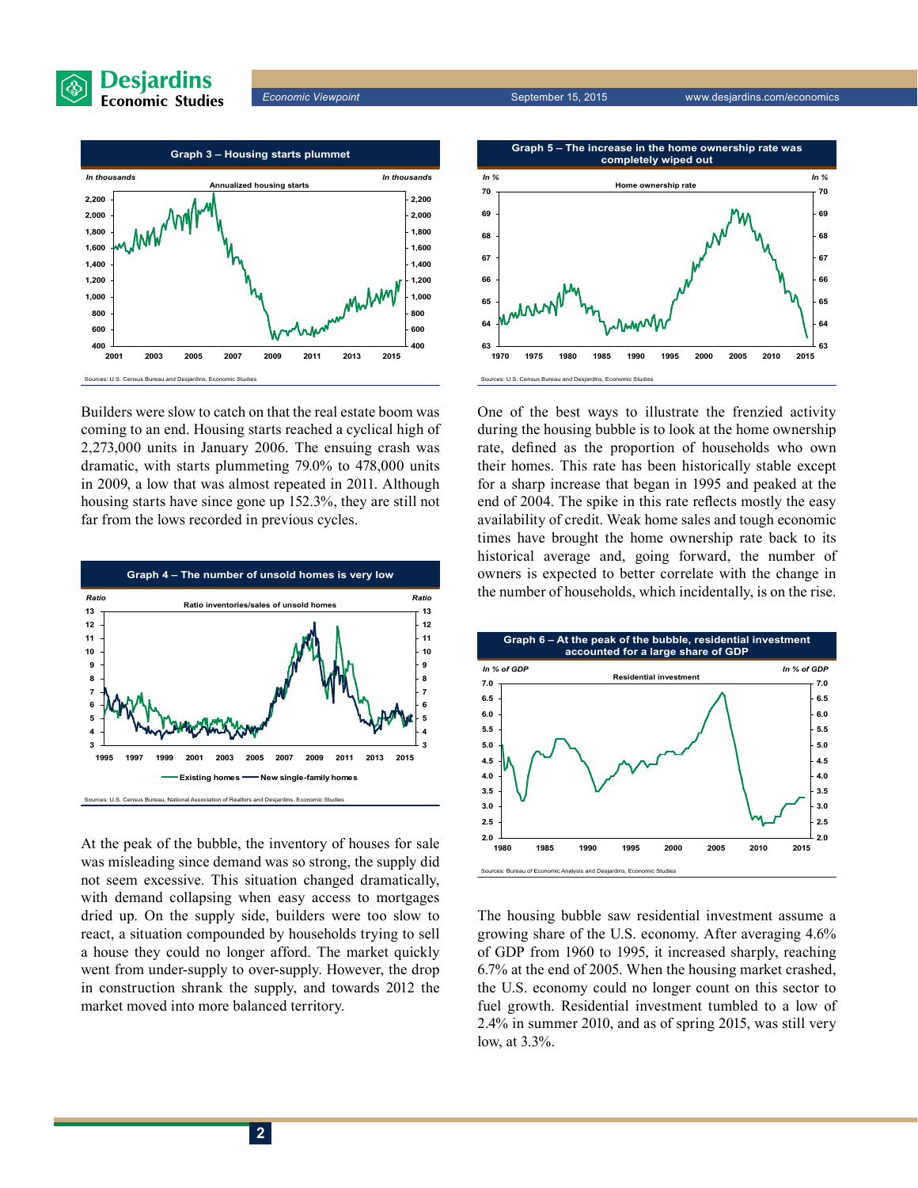**Graph 3 – Housing starts plummet**

Sources: U.S. Census Bureau and Desjardins, Economic Studies

Builders were slow to catch on that the real estate boom was coming to an end. Housing starts reached a cyclical high of 2,273,000 units in January 2006. The ensuing crash was dramatic, with starts plummeting 79.0% to 478,000 units in 2009, a low that was almost repeated in 2011. Although housing starts have since gone up 152.3%, they are still not far from the lows recorded in previous cycles.

**Graph 4 – The number of unsold homes is very low**

Sources: U.S. Census Bureau, National Association of Realtors and Desjardins, Economic Studies

At the peak of the bubble, the inventory of houses for sale was misleading since demand was so strong, the supply did not seem excessive. This situation changed dramatically, with demand collapsing when easy access to mortgages dried up. On the supply side, builders were too slow to react, a situation compounded by households trying to sell a house they could no longer afford. The market quickly went from under-supply to over-supply. However, the drop in construction shrank the supply, and towards 2012 the market moved into more balanced territory.

**Graph 5 – The increase in the home ownership rate was completely wiped out**

Sources: U.S. Census Bureau and Desjardins, Economic Studies

One of the best ways to illustrate the frenzied activity during the housing bubble is to look at the home ownership rate, defined as the proportion of households who own their homes. This rate has been historically stable except for a sharp increase that began in 1995 and peaked at the end of 2004. The spike in this rate reflects mostly the easy availability of credit. Weak home sales and tough economic times have brought the home ownership rate back to its historical average and, going forward, the number of owners is expected to better correlate with the change in the number of households, which incidentally, is on the rise.

**Graph 6 – At the peak of the bubble, residential investment accounted for a large share of GDP**

Sources: Bureau of Economic Analysis and Desjardins, Economic Studies

The housing bubble saw residential investment assume a growing share of the U.S. economy. After averaging 4.6% of GDP from 1960 to 1995, it increased sharply, reaching 6.7% at the end of 2005. When the housing market crashed, the U.S. economy could no longer count on this sector to fuel growth. Residential investment tumbled to a low of 2.4% in summer 2010, and as of spring 2015, was still very low, at 3.3%.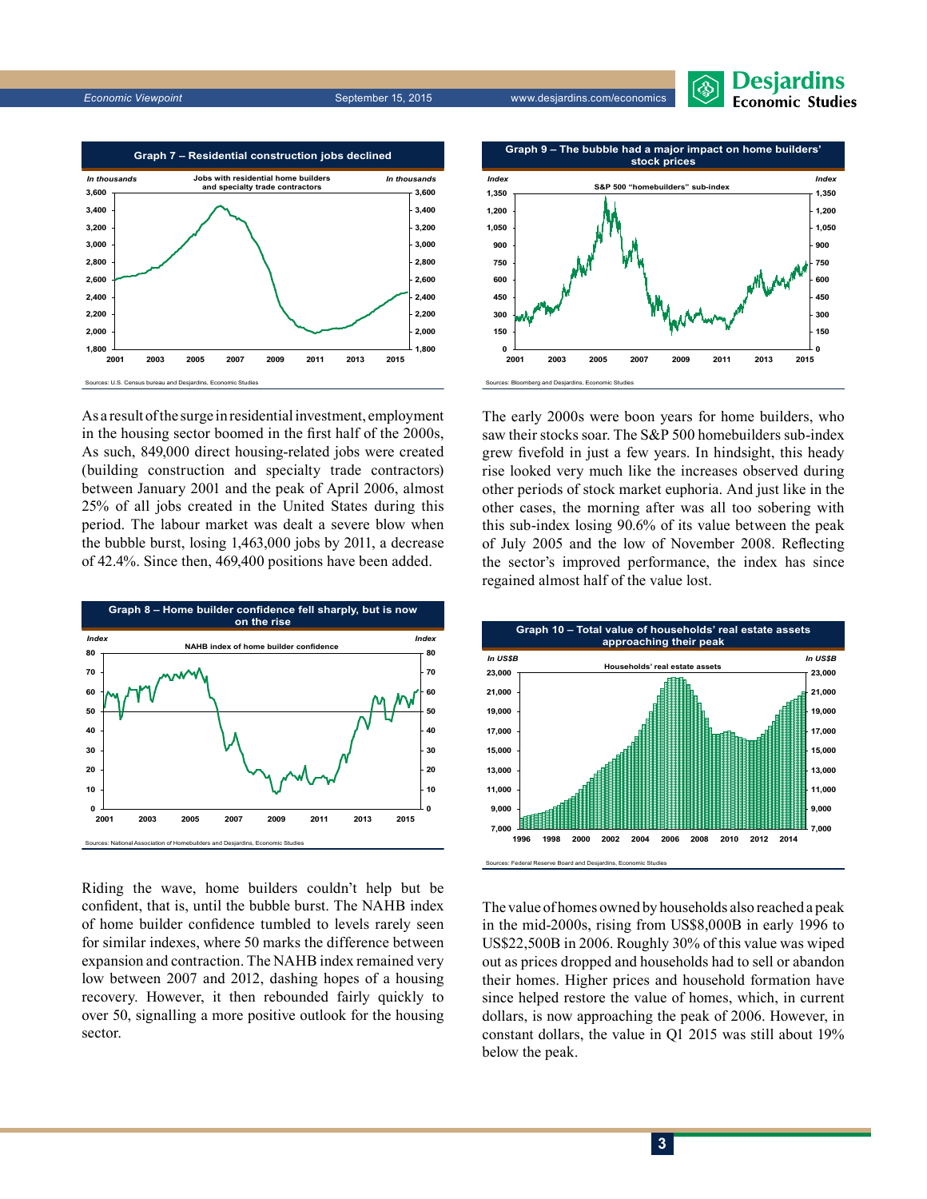**Graph 7 – Residential construction jobs declined**

Sources: U.S. Census bureau and Desjardins, Economic Studies

As a result of the surge in residential investment, employment in the housing sector boomed in the first half of the 2000s, As such, 849,000 direct housing-related jobs were created (building construction and specialty trade contractors) between January 2001 and the peak of April 2006, almost 25% of all jobs created in the United States during this period. The labour market was dealt a severe blow when the bubble burst, losing 1,463,000 jobs by 2011, a decrease of 42.4%. Since then, 469,400 positions have been added.

**Graph 8 – Home builder confidence fell sharply, but is now on the rise**

Sources: National Association of Homebuilders and Desjardins, Economic Studies

Riding the wave, home builders couldn't help but be confident, that is, until the bubble burst. The NAHB index of home builder confidence tumbled to levels rarely seen for similar indexes, where 50 marks the difference between expansion and contraction. The NAHB index remained very low between 2007 and 2012, dashing hopes of a housing recovery. However, it then rebounded fairly quickly to over 50, signalling a more positive outlook for the housing sector.

**Graph 9 – The bubble had a major impact on home builders' stock prices**

Sources: Bloomberg and Desjardins, Economic Studies

The early 2000s were boon years for home builders, who saw their stocks soar. The S&P 500 homebuilders sub-index grew fivefold in just a few years. In hindsight, this heady rise looked very much like the increases observed during other periods of stock market euphoria. And just like in the other cases, the morning after was all too sobering with this sub-index losing 90.6% of its value between the peak of July 2005 and the low of November 2008. Reflecting the sector's improved performance, the index has since regained almost half of the value lost.

**Graph 10 – Total value of households' real estate assets approaching their peak**

Sources: Federal Reserve Board and Desjardins, Economic Studies

The value of homes owned by households also reached a peak in the mid-2000s, rising from US$8,000B in early 1996 to US$22,500B in 2006. Roughly 30% of this value was wiped out as prices dropped and households had to sell or abandon their homes. Higher prices and household formation have since helped restore the value of homes, which, in current dollars, is now approaching the peak of 2006. However, in constant dollars, the value in Q1 2015 was still about 19% below the peak.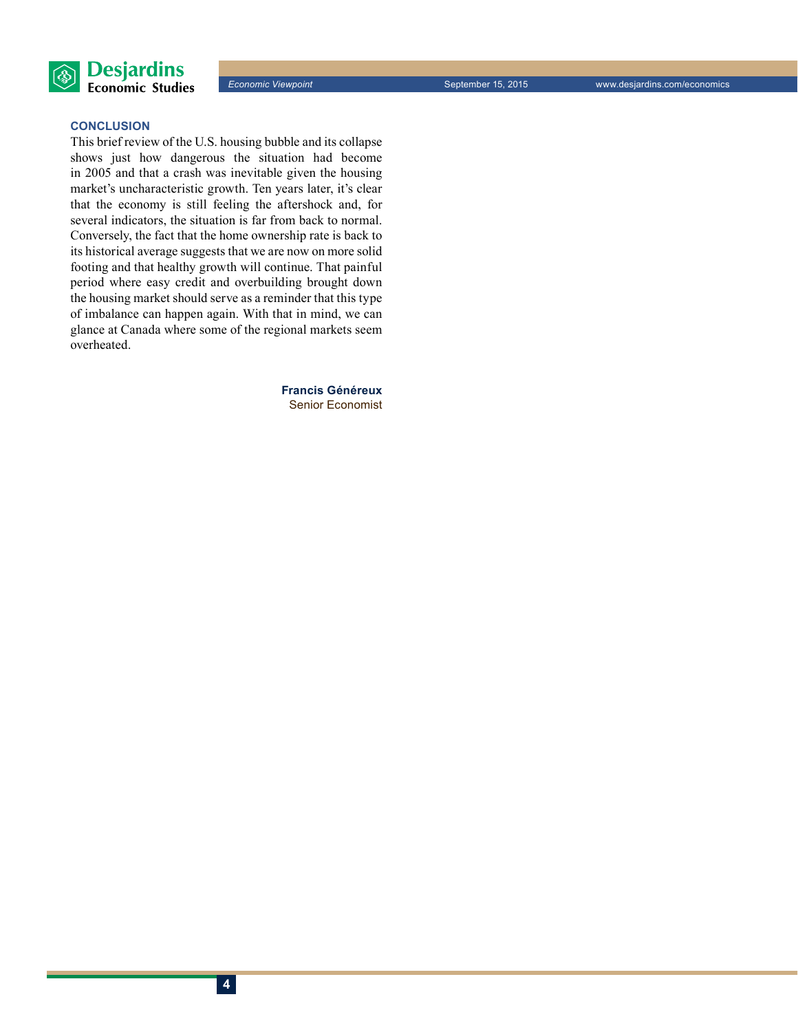## CONCLUSION

This brief review of the U.S. housing bubble and its collapse shows just how dangerous the situation had become in 2005 and that a crash was inevitable given the housing market's uncharacteristic growth. Ten years later, it's clear that the economy is still feeling the aftershock and, for several indicators, the situation is far from back to normal. Conversely, the fact that the home ownership rate is back to its historical average suggests that we are now on more solid footing and that healthy growth will continue. That painful period where easy credit and overbuilding brought down the housing market should serve as a reminder that this type of imbalance can happen again. With that in mind, we can glance at Canada where some of the regional markets seem overheated.

**Francis Généreux**
Senior Economist